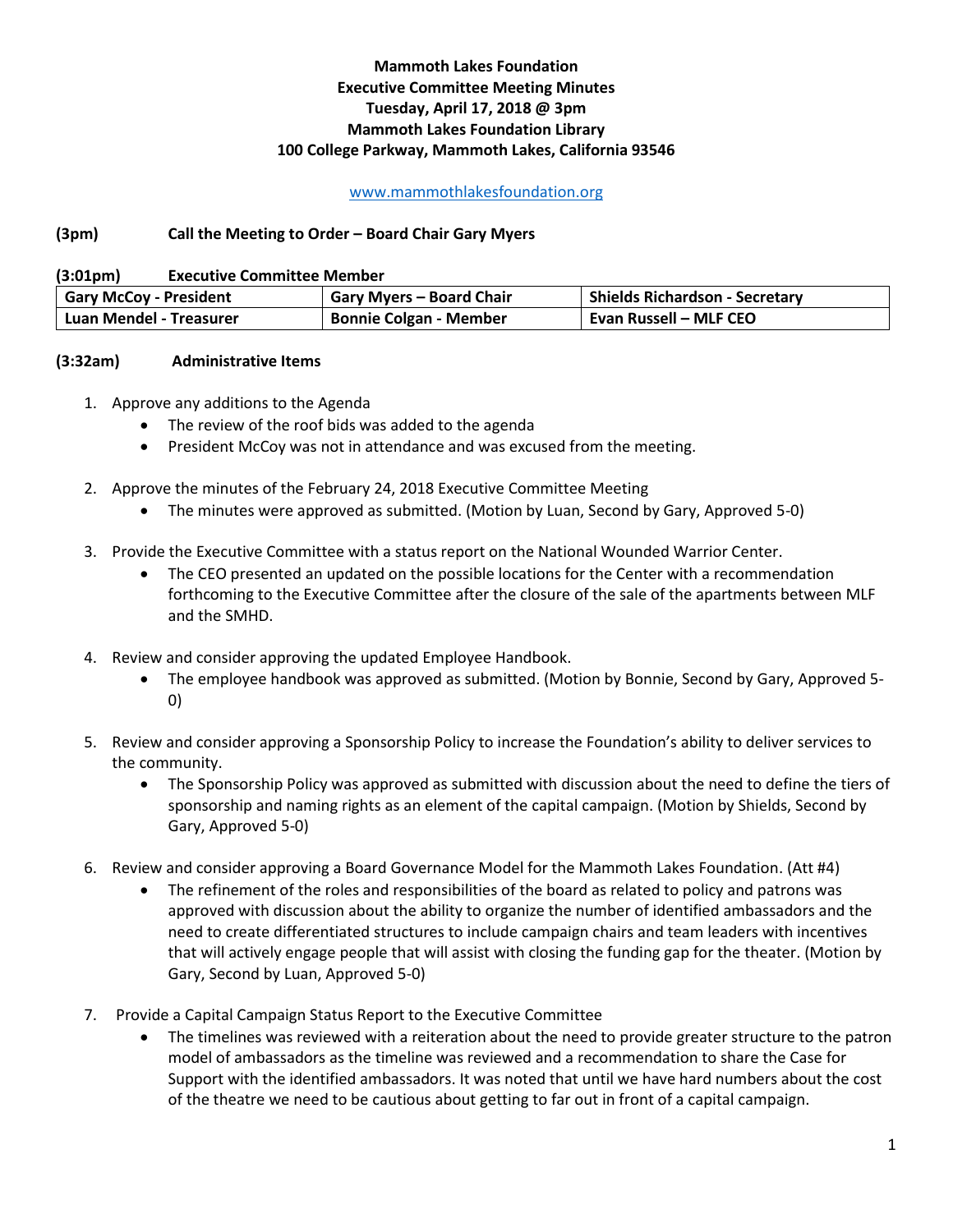**Mammoth Lakes Foundation**
**Executive Committee Meeting Minutes**
**Tuesday, April 17, 2018 @ 3pm**
**Mammoth Lakes Foundation Library**
**100 College Parkway, Mammoth Lakes, California 93546**

www.mammothlakesfoundation.org

**(3pm) Call the Meeting to Order – Board Chair Gary Myers**

**(3:01pm) Executive Committee Member**

| Gary McCoy - President | Gary Myers – Board Chair | Shields Richardson - Secretary |
|---|---|---|
| Luan Mendel - Treasurer | Bonnie Colgan - Member | Evan Russell – MLF CEO |

**(3:32am) Administrative Items**

1. Approve any additions to the Agenda
   - The review of the roof bids was added to the agenda
   - President McCoy was not in attendance and was excused from the meeting.

2. Approve the minutes of the February 24, 2018 Executive Committee Meeting
   - The minutes were approved as submitted. (Motion by Luan, Second by Gary, Approved 5-0)

3. Provide the Executive Committee with a status report on the National Wounded Warrior Center.
   - The CEO presented an updated on the possible locations for the Center with a recommendation forthcoming to the Executive Committee after the closure of the sale of the apartments between MLF and the SMHD.

4. Review and consider approving the updated Employee Handbook.
   - The employee handbook was approved as submitted. (Motion by Bonnie, Second by Gary, Approved 5-0)

5. Review and consider approving a Sponsorship Policy to increase the Foundation's ability to deliver services to the community.
   - The Sponsorship Policy was approved as submitted with discussion about the need to define the tiers of sponsorship and naming rights as an element of the capital campaign. (Motion by Shields, Second by Gary, Approved 5-0)

6. Review and consider approving a Board Governance Model for the Mammoth Lakes Foundation. (Att #4)
   - The refinement of the roles and responsibilities of the board as related to policy and patrons was approved with discussion about the ability to organize the number of identified ambassadors and the need to create differentiated structures to include campaign chairs and team leaders with incentives that will actively engage people that will assist with closing the funding gap for the theater. (Motion by Gary, Second by Luan, Approved 5-0)

7. Provide a Capital Campaign Status Report to the Executive Committee
   - The timelines was reviewed with a reiteration about the need to provide greater structure to the patron model of ambassadors as the timeline was reviewed and a recommendation to share the Case for Support with the identified ambassadors. It was noted that until we have hard numbers about the cost of the theatre we need to be cautious about getting to far out in front of a capital campaign.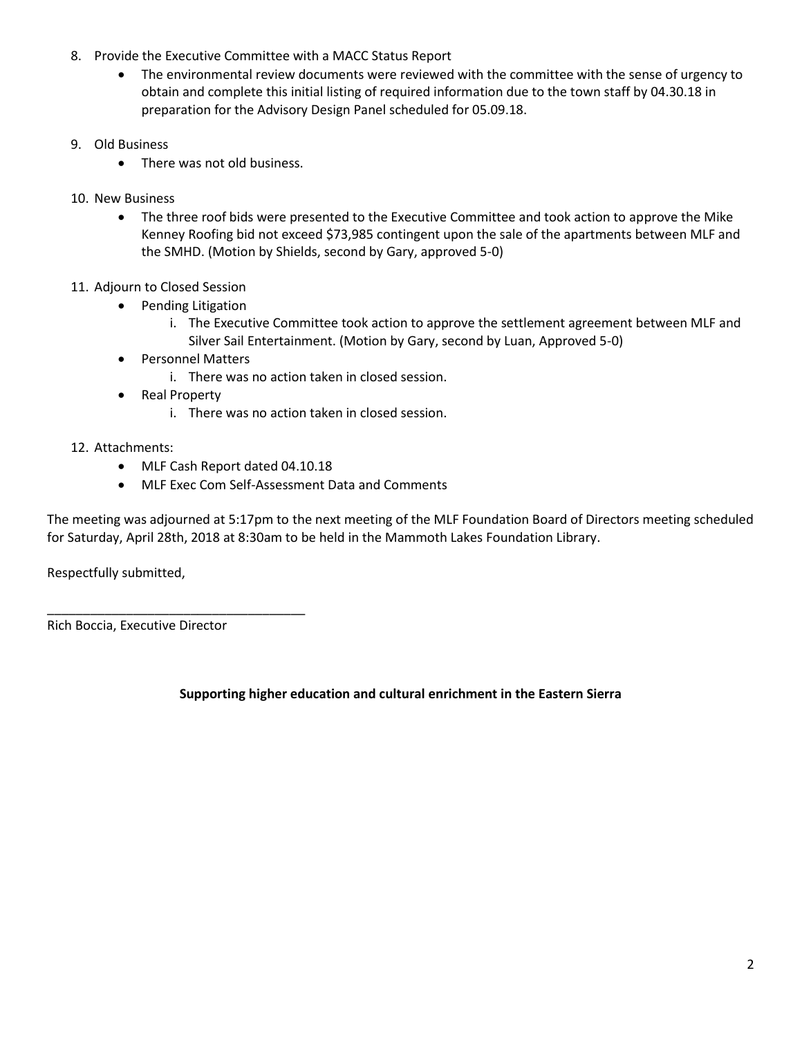8. Provide the Executive Committee with a MACC Status Report
    - The environmental review documents were reviewed with the committee with the sense of urgency to obtain and complete this initial listing of required information due to the town staff by 04.30.18 in preparation for the Advisory Design Panel scheduled for 05.09.18.

9. Old Business
    - There was not old business.

10. New Business
    - The three roof bids were presented to the Executive Committee and took action to approve the Mike Kenney Roofing bid not exceed $73,985 contingent upon the sale of the apartments between MLF and the SMHD. (Motion by Shields, second by Gary, approved 5-0)

11. Adjourn to Closed Session
    - Pending Litigation
        i. The Executive Committee took action to approve the settlement agreement between MLF and Silver Sail Entertainment. (Motion by Gary, second by Luan, Approved 5-0)
    - Personnel Matters
        i. There was no action taken in closed session.
    - Real Property
        i. There was no action taken in closed session.

12. Attachments:
    - MLF Cash Report dated 04.10.18
    - MLF Exec Com Self-Assessment Data and Comments

The meeting was adjourned at 5:17pm to the next meeting of the MLF Foundation Board of Directors meeting scheduled for Saturday, April 28th, 2018 at 8:30am to be held in the Mammoth Lakes Foundation Library.

Respectfully submitted,

____________________________________
Rich Boccia, Executive Director

**Supporting higher education and cultural enrichment in the Eastern Sierra**